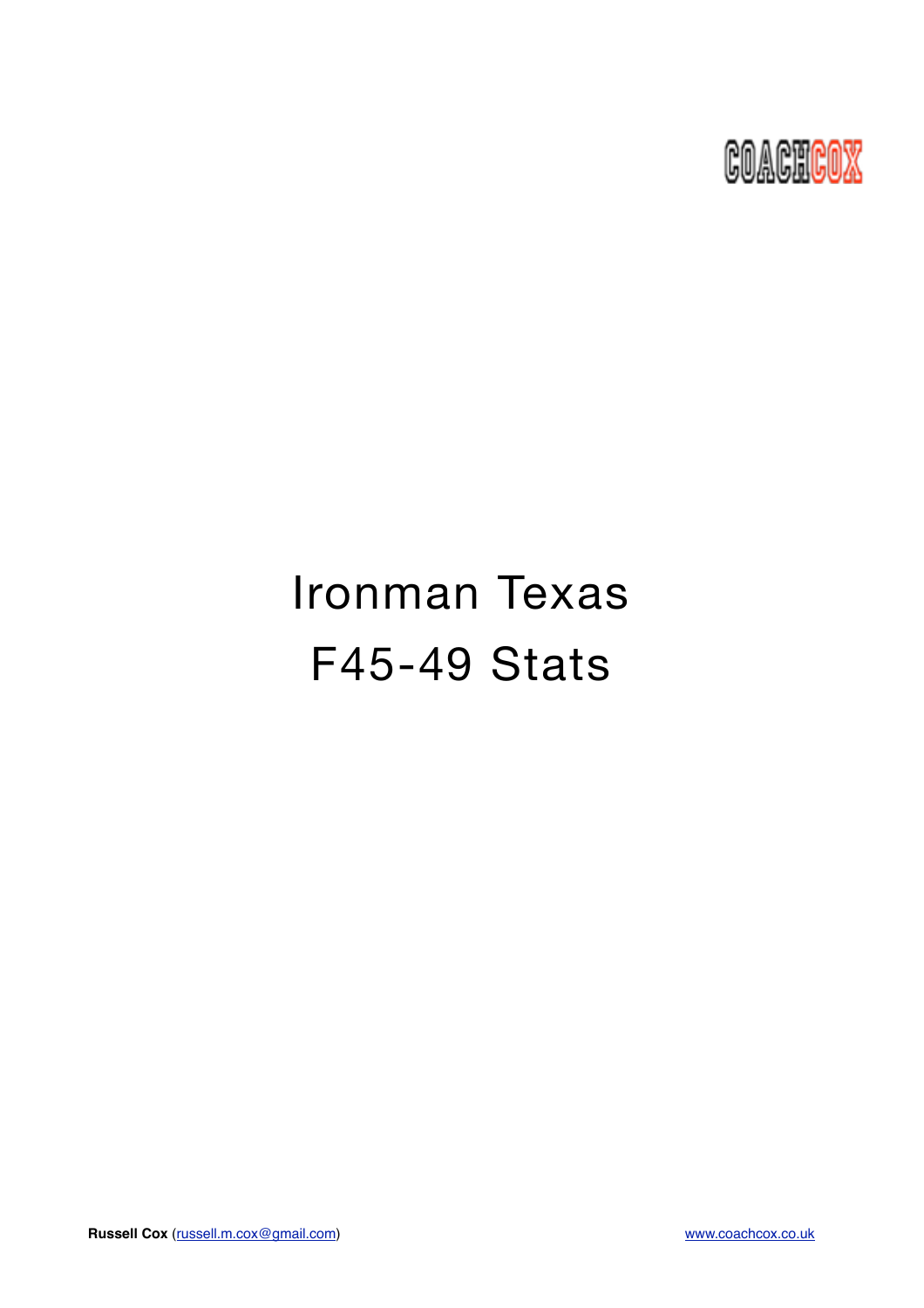COACHCOX

# Ironman Texas

# F45-49 Stats

**Russell Cox** (russell.m.cox@gmail.com) www.coachcox.co.uk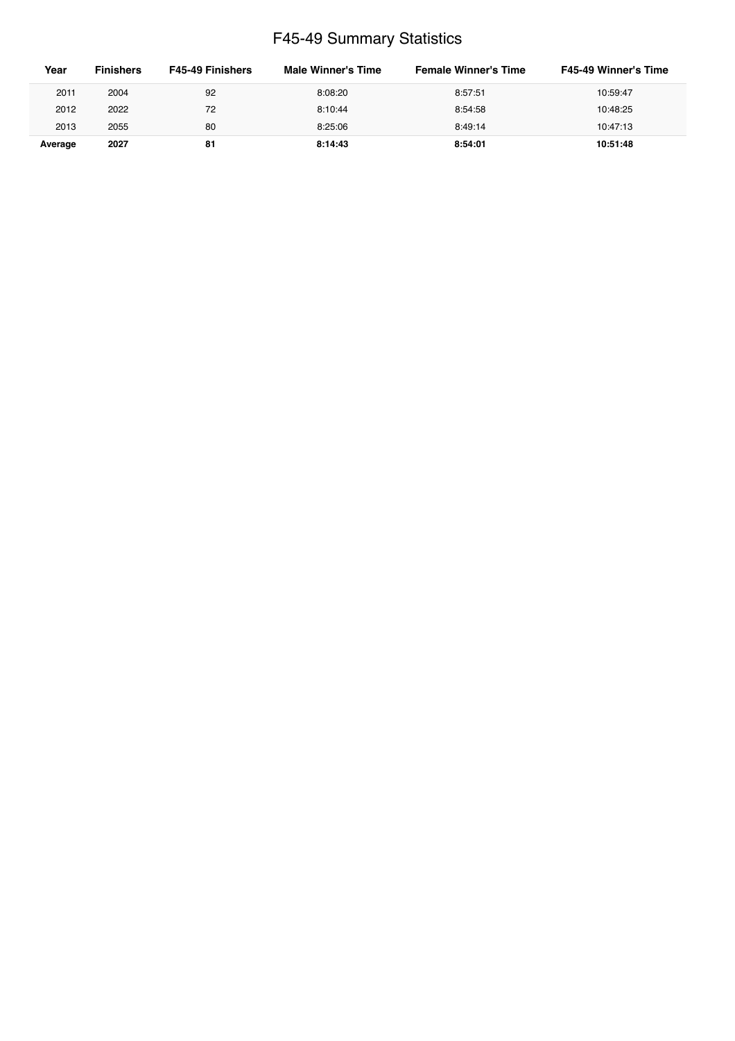# F45-49 Summary Statistics

| Year | Finishers | F45-49 Finishers | Male Winner's Time | Female Winner's Time | F45-49 Winner's Time |
|---|---|---|---|---|---|
| 2011 | 2004 | 92 | 8:08:20 | 8:57:51 | 10:59:47 |
| 2012 | 2022 | 72 | 8:10:44 | 8:54:58 | 10:48:25 |
| 2013 | 2055 | 80 | 8:25:06 | 8:49:14 | 10:47:13 |
| **Average** | **2027** | **81** | **8:14:43** | **8:54:01** | **10:51:48** |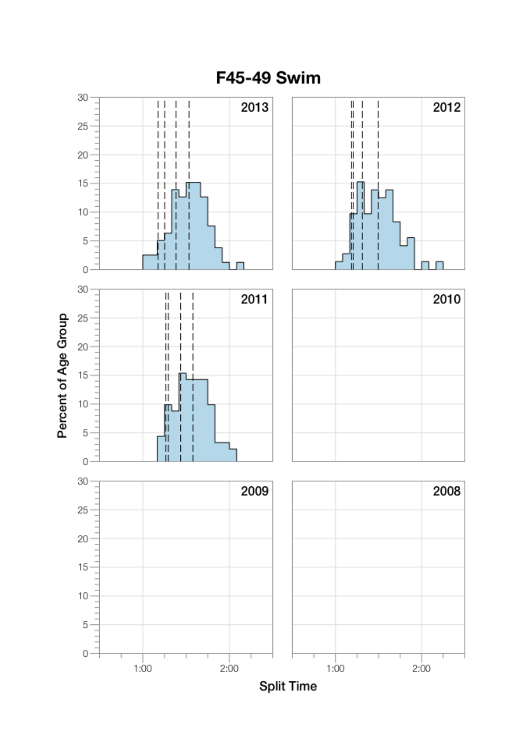# F45-49 Swim

2013

2012

2011

2010

2009

2008

Percent of Age Group

Split Time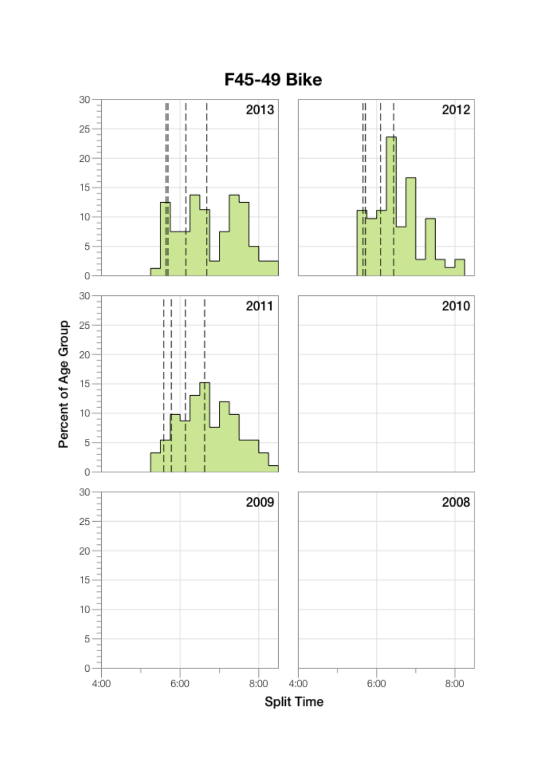# F45-49 Bike

2013

2012

2011

2010

2009

2008

Percent of Age Group

Split Time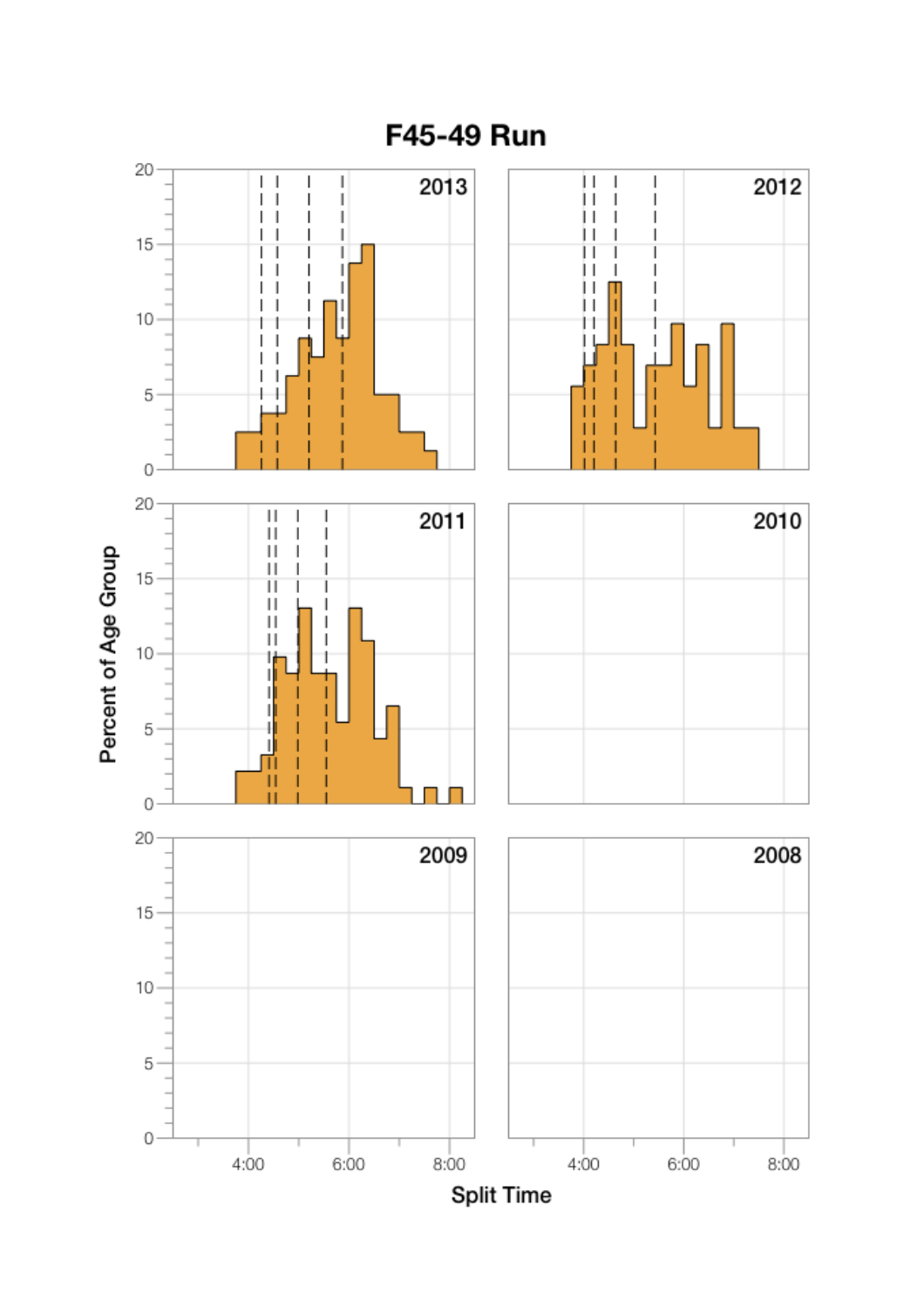# F45-49 Run

2013

2012

2011

2010

2009

2008

Percent of Age Group

Split Time

4:00 6:00 8:00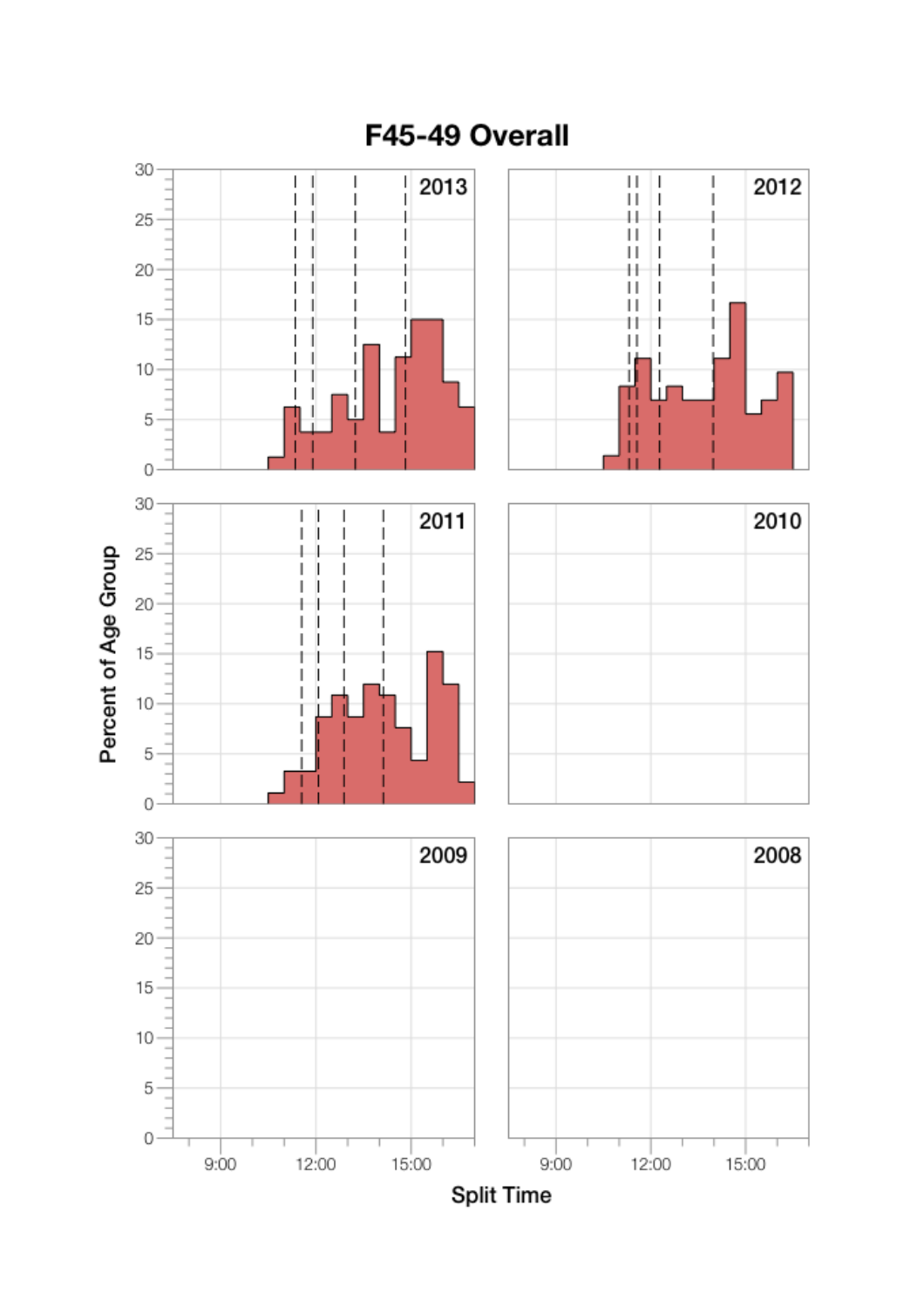# F45-49 Overall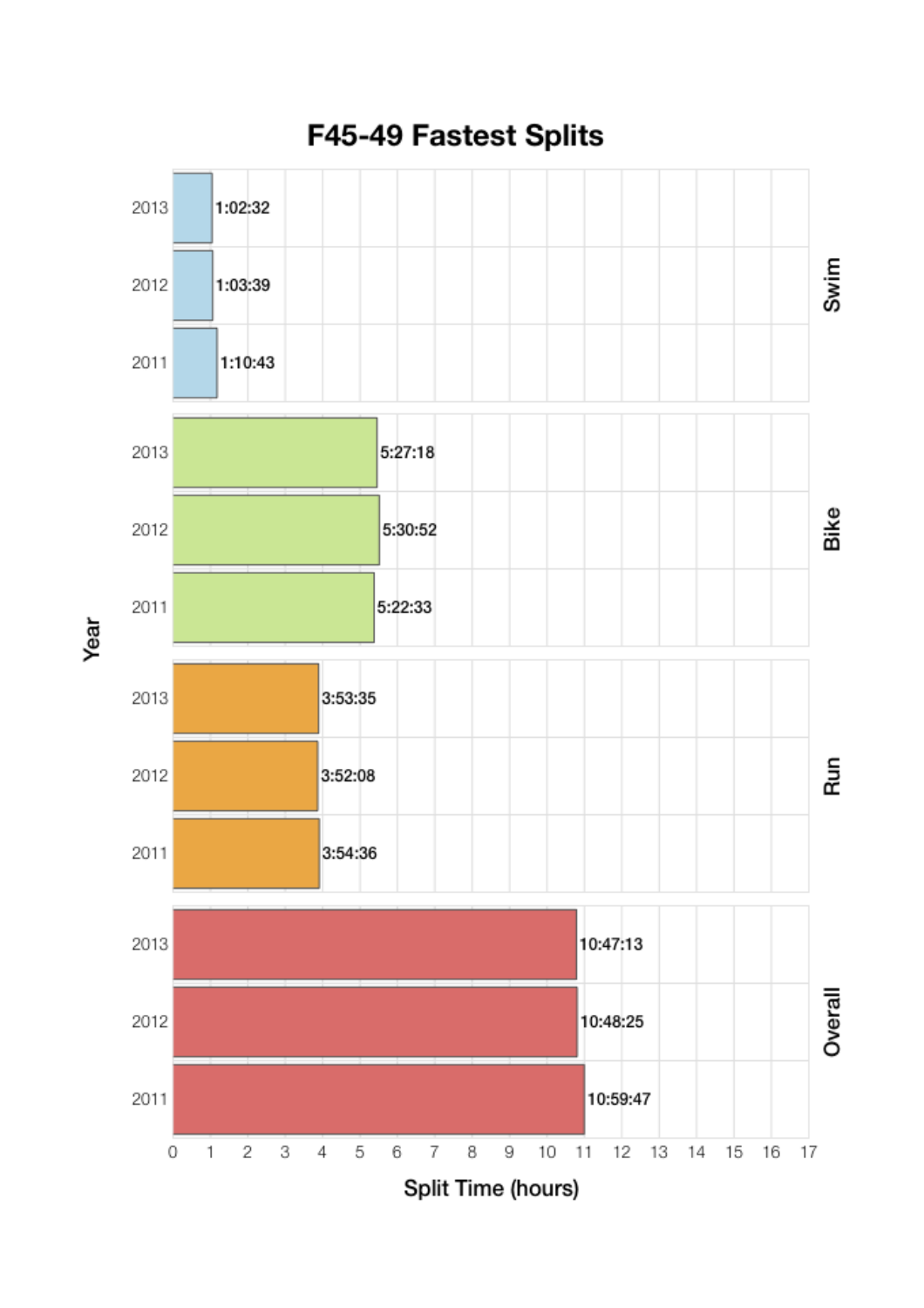# F45-49 Fastest Splits

| Year | Swim | Bike | Run | Overall |
|---|---|---|---|---|
| 2013 | 1:02:32 | 5:27:18 | 3:53:35 | 10:47:13 |
| 2012 | 1:03:39 | 5:30:52 | 3:52:08 | 10:48:25 |
| 2011 | 1:10:43 | 5:22:33 | 3:54:36 | 10:59:47 |

Split Time (hours)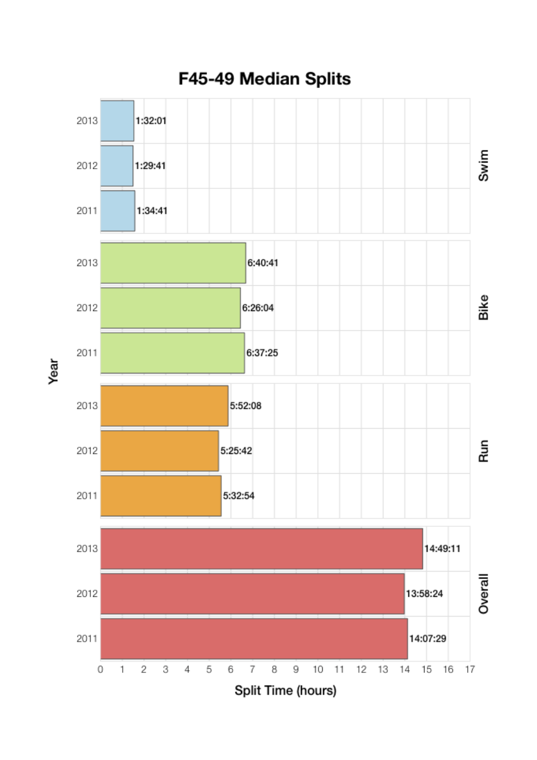# F45-49 Median Splits

| Segment | Year | Split Time |
| --- | --- | --- |
| Swim | 2013 | 1:32:01 |
| Swim | 2012 | 1:29:41 |
| Swim | 2011 | 1:34:41 |
| Bike | 2013 | 6:40:41 |
| Bike | 2012 | 6:26:04 |
| Bike | 2011 | 6:37:25 |
| Run | 2013 | 5:52:08 |
| Run | 2012 | 5:25:42 |
| Run | 2011 | 5:32:54 |
| Overall | 2013 | 14:49:11 |
| Overall | 2012 | 13:58:24 |
| Overall | 2011 | 14:07:29 |

Year

Split Time (hours)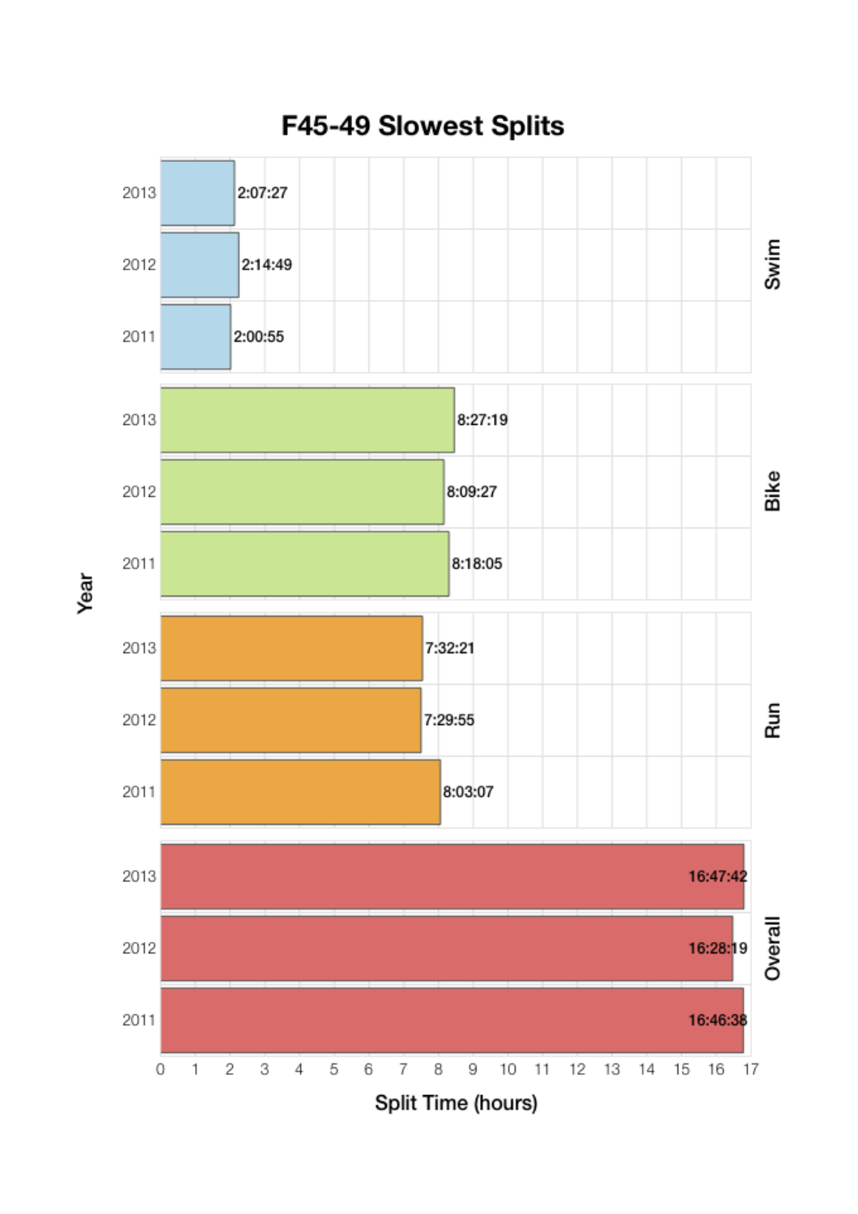# F45-49 Slowest Splits

| Split | Year | Split Time |
| --- | --- | --- |
| Swim | 2013 | 2:07:27 |
| Swim | 2012 | 2:14:49 |
| Swim | 2011 | 2:00:55 |
| Bike | 2013 | 8:27:19 |
| Bike | 2012 | 8:09:27 |
| Bike | 2011 | 8:18:05 |
| Run | 2013 | 7:32:21 |
| Run | 2012 | 7:29:55 |
| Run | 2011 | 8:03:07 |
| Overall | 2013 | 16:47:42 |
| Overall | 2012 | 16:28:19 |
| Overall | 2011 | 16:46:38 |

Year

Split Time (hours)

0 1 2 3 4 5 6 7 8 9 10 11 12 13 14 15 16 17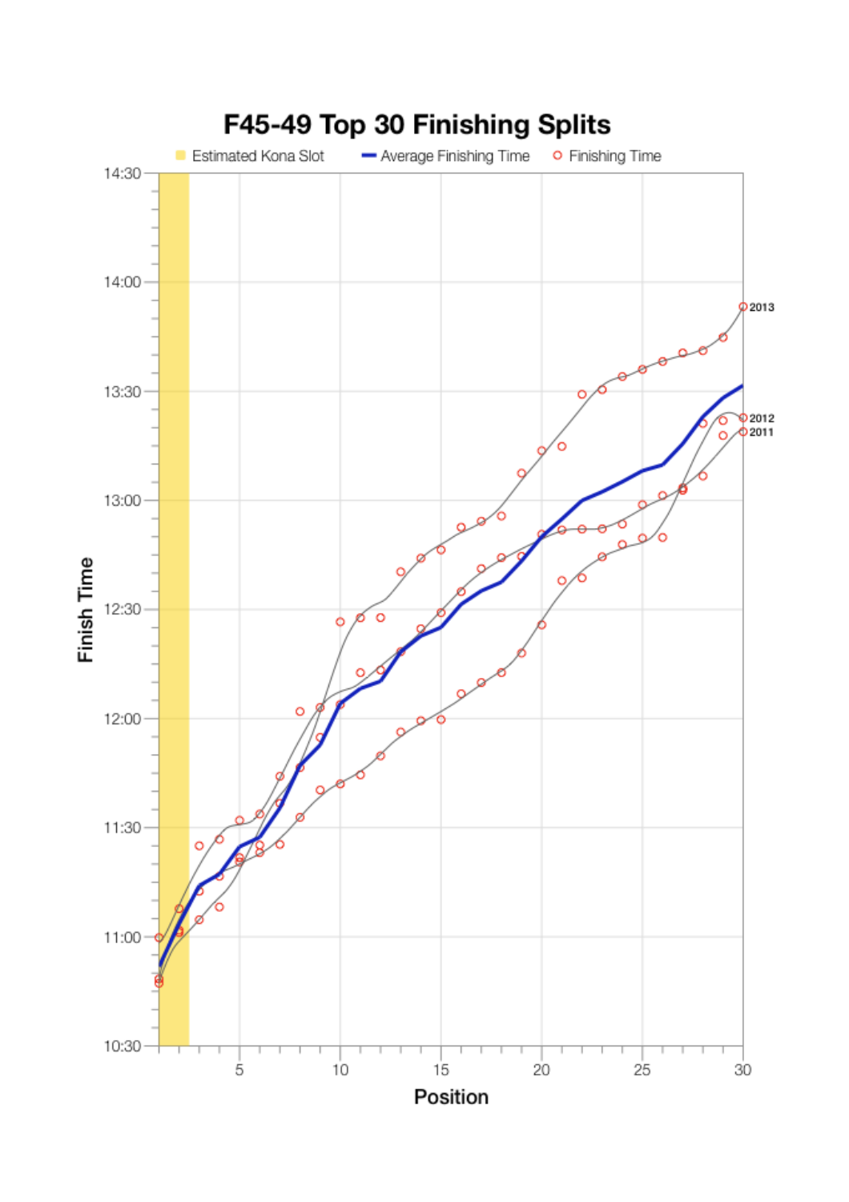# F45-49 Top 30 Finishing Splits

Estimated Kona Slot — Average Finishing Time — Finishing Time

Finish Time: 14:30, 14:00, 13:30, 13:00, 12:30, 12:00, 11:30, 11:00, 10:30

Position: 5, 10, 15, 20, 25, 30

2013

2012

2011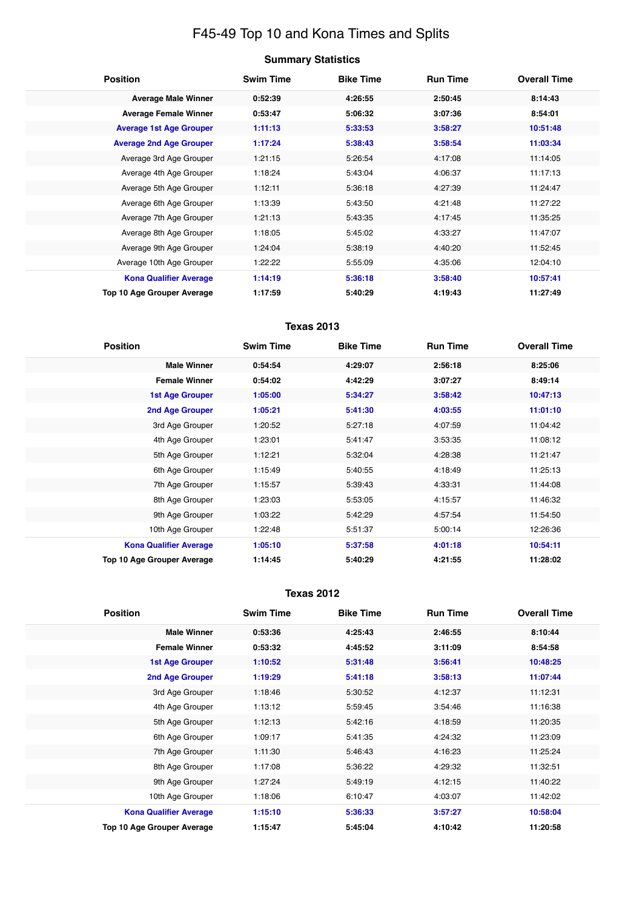# F45-49 Top 10 and Kona Times and Splits

## Summary Statistics

| Position | Swim Time | Bike Time | Run Time | Overall Time |
|---|---|---|---|---|
| **Average Male Winner** | **0:52:39** | **4:26:55** | **2:50:45** | **8:14:43** |
| **Average Female Winner** | **0:53:47** | **5:06:32** | **3:07:36** | **8:54:01** |
| **Average 1st Age Grouper** | **1:11:13** | **5:33:53** | **3:58:27** | **10:51:48** |
| **Average 2nd Age Grouper** | **1:17:24** | **5:38:43** | **3:58:54** | **11:03:34** |
| Average 3rd Age Grouper | 1:21:15 | 5:26:54 | 4:17:08 | 11:14:05 |
| Average 4th Age Grouper | 1:18:24 | 5:43:04 | 4:06:37 | 11:17:13 |
| Average 5th Age Grouper | 1:12:11 | 5:36:18 | 4:27:39 | 11:24:47 |
| Average 6th Age Grouper | 1:13:39 | 5:43:50 | 4:21:48 | 11:27:22 |
| Average 7th Age Grouper | 1:21:13 | 5:43:35 | 4:17:45 | 11:35:25 |
| Average 8th Age Grouper | 1:18:05 | 5:45:02 | 4:33:27 | 11:47:07 |
| Average 9th Age Grouper | 1:24:04 | 5:38:19 | 4:40:20 | 11:52:45 |
| Average 10th Age Grouper | 1:22:22 | 5:55:09 | 4:35:06 | 12:04:10 |
| **Kona Qualifier Average** | **1:14:19** | **5:36:18** | **3:58:40** | **10:57:41** |
| **Top 10 Age Grouper Average** | **1:17:59** | **5:40:29** | **4:19:43** | **11:27:49** |

## Texas 2013

| Position | Swim Time | Bike Time | Run Time | Overall Time |
|---|---|---|---|---|
| **Male Winner** | **0:54:54** | **4:29:07** | **2:56:18** | **8:25:06** |
| **Female Winner** | **0:54:02** | **4:42:29** | **3:07:27** | **8:49:14** |
| **1st Age Grouper** | **1:05:00** | **5:34:27** | **3:58:42** | **10:47:13** |
| **2nd Age Grouper** | **1:05:21** | **5:41:30** | **4:03:55** | **11:01:10** |
| 3rd Age Grouper | 1:20:52 | 5:27:18 | 4:07:59 | 11:04:42 |
| 4th Age Grouper | 1:23:01 | 5:41:47 | 3:53:35 | 11:08:12 |
| 5th Age Grouper | 1:12:21 | 5:32:04 | 4:28:38 | 11:21:47 |
| 6th Age Grouper | 1:15:49 | 5:40:55 | 4:18:49 | 11:25:13 |
| 7th Age Grouper | 1:15:57 | 5:39:43 | 4:33:31 | 11:44:08 |
| 8th Age Grouper | 1:23:03 | 5:53:05 | 4:15:57 | 11:46:32 |
| 9th Age Grouper | 1:03:22 | 5:42:29 | 4:57:54 | 11:54:50 |
| 10th Age Grouper | 1:22:48 | 5:51:37 | 5:00:14 | 12:26:36 |
| **Kona Qualifier Average** | **1:05:10** | **5:37:58** | **4:01:18** | **10:54:11** |
| **Top 10 Age Grouper Average** | **1:14:45** | **5:40:29** | **4:21:55** | **11:28:02** |

## Texas 2012

| Position | Swim Time | Bike Time | Run Time | Overall Time |
|---|---|---|---|---|
| **Male Winner** | **0:53:36** | **4:25:43** | **2:46:55** | **8:10:44** |
| **Female Winner** | **0:53:32** | **4:45:52** | **3:11:09** | **8:54:58** |
| **1st Age Grouper** | **1:10:52** | **5:31:48** | **3:56:41** | **10:48:25** |
| **2nd Age Grouper** | **1:19:29** | **5:41:18** | **3:58:13** | **11:07:44** |
| 3rd Age Grouper | 1:18:46 | 5:30:52 | 4:12:37 | 11:12:31 |
| 4th Age Grouper | 1:13:12 | 5:59:45 | 3:54:46 | 11:16:38 |
| 5th Age Grouper | 1:12:13 | 5:42:16 | 4:18:59 | 11:20:35 |
| 6th Age Grouper | 1:09:17 | 5:41:35 | 4:24:32 | 11:23:09 |
| 7th Age Grouper | 1:11:30 | 5:46:43 | 4:16:23 | 11:25:24 |
| 8th Age Grouper | 1:17:08 | 5:36:22 | 4:29:32 | 11:32:51 |
| 9th Age Grouper | 1:27:24 | 5:49:19 | 4:12:15 | 11:40:22 |
| 10th Age Grouper | 1:18:06 | 6:10:47 | 4:03:07 | 11:42:02 |
| **Kona Qualifier Average** | **1:15:10** | **5:36:33** | **3:57:27** | **10:58:04** |
| **Top 10 Age Grouper Average** | **1:15:47** | **5:45:04** | **4:10:42** | **11:20:58** |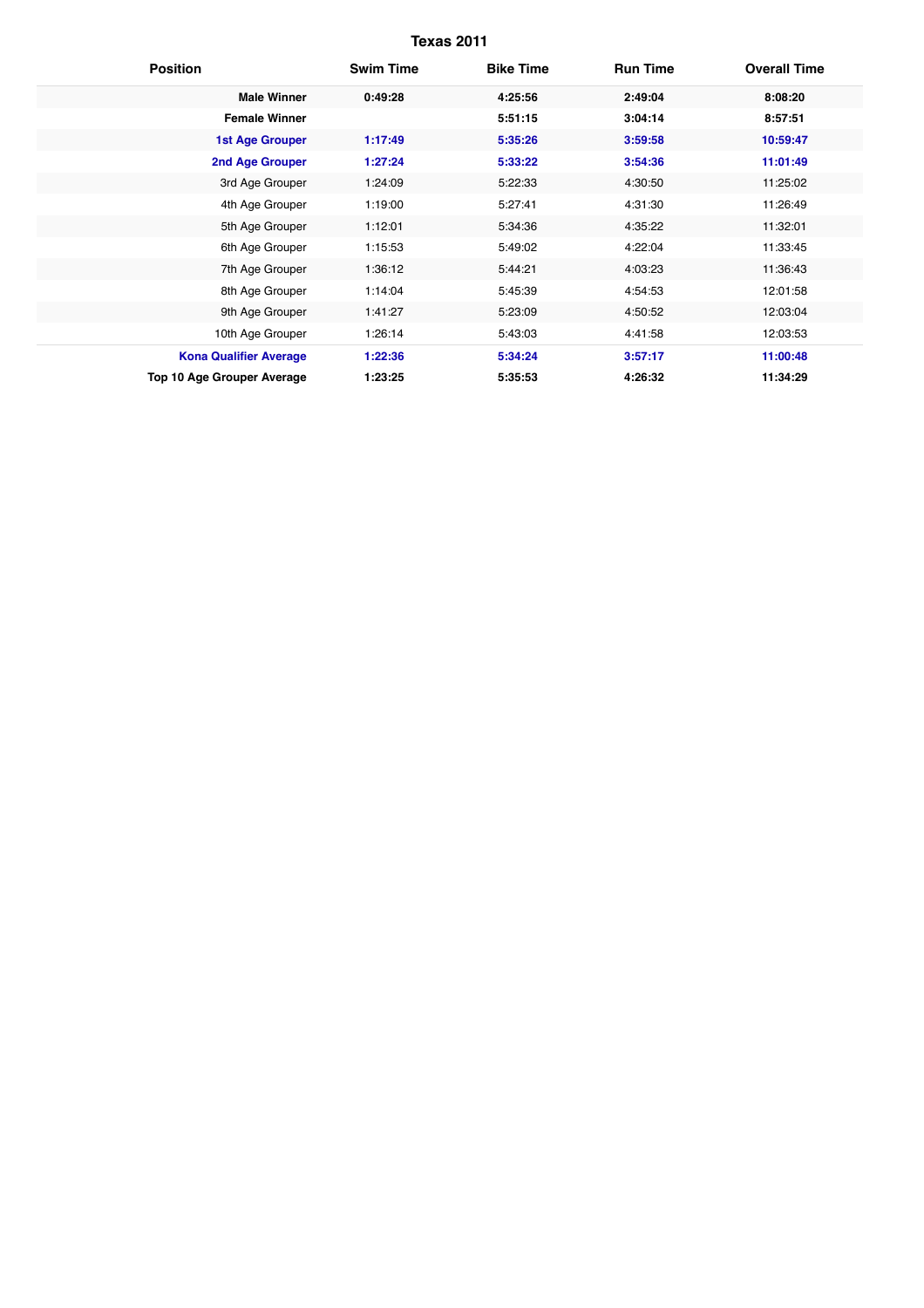## Texas 2011

| Position | Swim Time | Bike Time | Run Time | Overall Time |
|---|---|---|---|---|
| **Male Winner** | **0:49:28** | **4:25:56** | **2:49:04** | **8:08:20** |
| **Female Winner** | | **5:51:15** | **3:04:14** | **8:57:51** |
| **1st Age Grouper** | **1:17:49** | **5:35:26** | **3:59:58** | **10:59:47** |
| **2nd Age Grouper** | **1:27:24** | **5:33:22** | **3:54:36** | **11:01:49** |
| 3rd Age Grouper | 1:24:09 | 5:22:33 | 4:30:50 | 11:25:02 |
| 4th Age Grouper | 1:19:00 | 5:27:41 | 4:31:30 | 11:26:49 |
| 5th Age Grouper | 1:12:01 | 5:34:36 | 4:35:22 | 11:32:01 |
| 6th Age Grouper | 1:15:53 | 5:49:02 | 4:22:04 | 11:33:45 |
| 7th Age Grouper | 1:36:12 | 5:44:21 | 4:03:23 | 11:36:43 |
| 8th Age Grouper | 1:14:04 | 5:45:39 | 4:54:53 | 12:01:58 |
| 9th Age Grouper | 1:41:27 | 5:23:09 | 4:50:52 | 12:03:04 |
| 10th Age Grouper | 1:26:14 | 5:43:03 | 4:41:58 | 12:03:53 |
| **Kona Qualifier Average** | **1:22:36** | **5:34:24** | **3:57:17** | **11:00:48** |
| **Top 10 Age Grouper Average** | **1:23:25** | **5:35:53** | **4:26:32** | **11:34:29** |